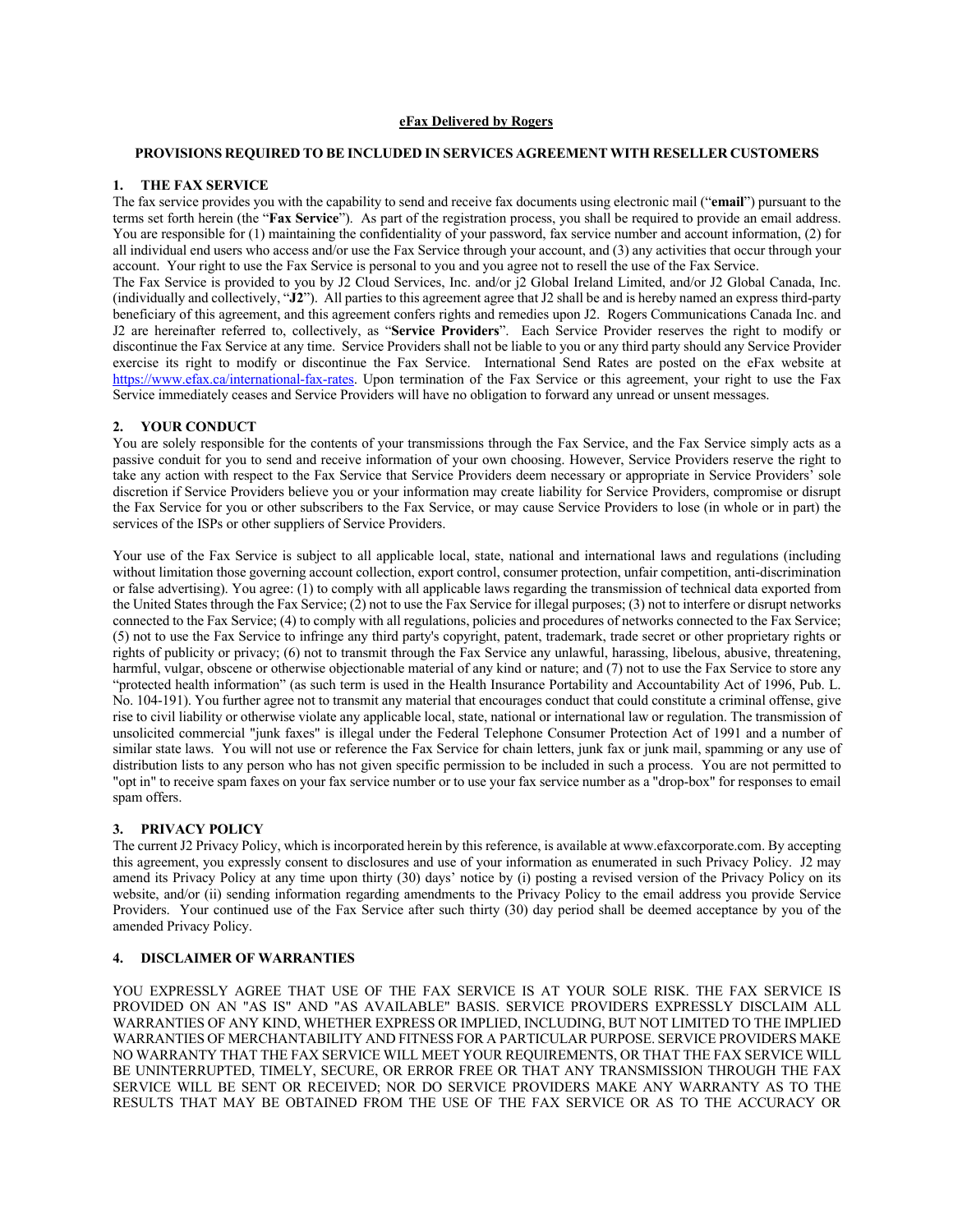**eFax Delivered by Rogers**

**PROVISIONS REQUIRED TO BE INCLUDED IN SERVICES AGREEMENT WITH RESELLER CUSTOMERS**

## 1. THE FAX SERVICE

The fax service provides you with the capability to send and receive fax documents using electronic mail ("**email**") pursuant to the terms set forth herein (the "**Fax Service**"). As part of the registration process, you shall be required to provide an email address. You are responsible for (1) maintaining the confidentiality of your password, fax service number and account information, (2) for all individual end users who access and/or use the Fax Service through your account, and (3) any activities that occur through your account. Your right to use the Fax Service is personal to you and you agree not to resell the use of the Fax Service.

The Fax Service is provided to you by J2 Cloud Services, Inc. and/or j2 Global Ireland Limited, and/or J2 Global Canada, Inc. (individually and collectively, "**J2**"). All parties to this agreement agree that J2 shall be and is hereby named an express third-party beneficiary of this agreement, and this agreement confers rights and remedies upon J2. Rogers Communications Canada Inc. and J2 are hereinafter referred to, collectively, as "**Service Providers**". Each Service Provider reserves the right to modify or discontinue the Fax Service at any time. Service Providers shall not be liable to you or any third party should any Service Provider exercise its right to modify or discontinue the Fax Service. International Send Rates are posted on the eFax website at [https://www.efax.ca/international-fax-rates](https://www.efax.ca/international-fax-rates). Upon termination of the Fax Service or this agreement, your right to use the Fax Service immediately ceases and Service Providers will have no obligation to forward any unread or unsent messages.

## 2. YOUR CONDUCT

You are solely responsible for the contents of your transmissions through the Fax Service, and the Fax Service simply acts as a passive conduit for you to send and receive information of your own choosing. However, Service Providers reserve the right to take any action with respect to the Fax Service that Service Providers deem necessary or appropriate in Service Providers' sole discretion if Service Providers believe you or your information may create liability for Service Providers, compromise or disrupt the Fax Service for you or other subscribers to the Fax Service, or may cause Service Providers to lose (in whole or in part) the services of the ISPs or other suppliers of Service Providers.

Your use of the Fax Service is subject to all applicable local, state, national and international laws and regulations (including without limitation those governing account collection, export control, consumer protection, unfair competition, anti-discrimination or false advertising). You agree: (1) to comply with all applicable laws regarding the transmission of technical data exported from the United States through the Fax Service; (2) not to use the Fax Service for illegal purposes; (3) not to interfere or disrupt networks connected to the Fax Service; (4) to comply with all regulations, policies and procedures of networks connected to the Fax Service; (5) not to use the Fax Service to infringe any third party's copyright, patent, trademark, trade secret or other proprietary rights or rights of publicity or privacy; (6) not to transmit through the Fax Service any unlawful, harassing, libelous, abusive, threatening, harmful, vulgar, obscene or otherwise objectionable material of any kind or nature; and (7) not to use the Fax Service to store any "protected health information" (as such term is used in the Health Insurance Portability and Accountability Act of 1996, Pub. L. No. 104-191). You further agree not to transmit any material that encourages conduct that could constitute a criminal offense, give rise to civil liability or otherwise violate any applicable local, state, national or international law or regulation. The transmission of unsolicited commercial "junk faxes" is illegal under the Federal Telephone Consumer Protection Act of 1991 and a number of similar state laws. You will not use or reference the Fax Service for chain letters, junk fax or junk mail, spamming or any use of distribution lists to any person who has not given specific permission to be included in such a process. You are not permitted to "opt in" to receive spam faxes on your fax service number or to use your fax service number as a "drop-box" for responses to email spam offers.

## 3. PRIVACY POLICY

The current J2 Privacy Policy, which is incorporated herein by this reference, is available at www.efaxcorporate.com. By accepting this agreement, you expressly consent to disclosures and use of your information as enumerated in such Privacy Policy. J2 may amend its Privacy Policy at any time upon thirty (30) days' notice by (i) posting a revised version of the Privacy Policy on its website, and/or (ii) sending information regarding amendments to the Privacy Policy to the email address you provide Service Providers. Your continued use of the Fax Service after such thirty (30) day period shall be deemed acceptance by you of the amended Privacy Policy.

## 4. DISCLAIMER OF WARRANTIES

YOU EXPRESSLY AGREE THAT USE OF THE FAX SERVICE IS AT YOUR SOLE RISK. THE FAX SERVICE IS PROVIDED ON AN "AS IS" AND "AS AVAILABLE" BASIS. SERVICE PROVIDERS EXPRESSLY DISCLAIM ALL WARRANTIES OF ANY KIND, WHETHER EXPRESS OR IMPLIED, INCLUDING, BUT NOT LIMITED TO THE IMPLIED WARRANTIES OF MERCHANTABILITY AND FITNESS FOR A PARTICULAR PURPOSE. SERVICE PROVIDERS MAKE NO WARRANTY THAT THE FAX SERVICE WILL MEET YOUR REQUIREMENTS, OR THAT THE FAX SERVICE WILL BE UNINTERRUPTED, TIMELY, SECURE, OR ERROR FREE OR THAT ANY TRANSMISSION THROUGH THE FAX SERVICE WILL BE SENT OR RECEIVED; NOR DO SERVICE PROVIDERS MAKE ANY WARRANTY AS TO THE RESULTS THAT MAY BE OBTAINED FROM THE USE OF THE FAX SERVICE OR AS TO THE ACCURACY OR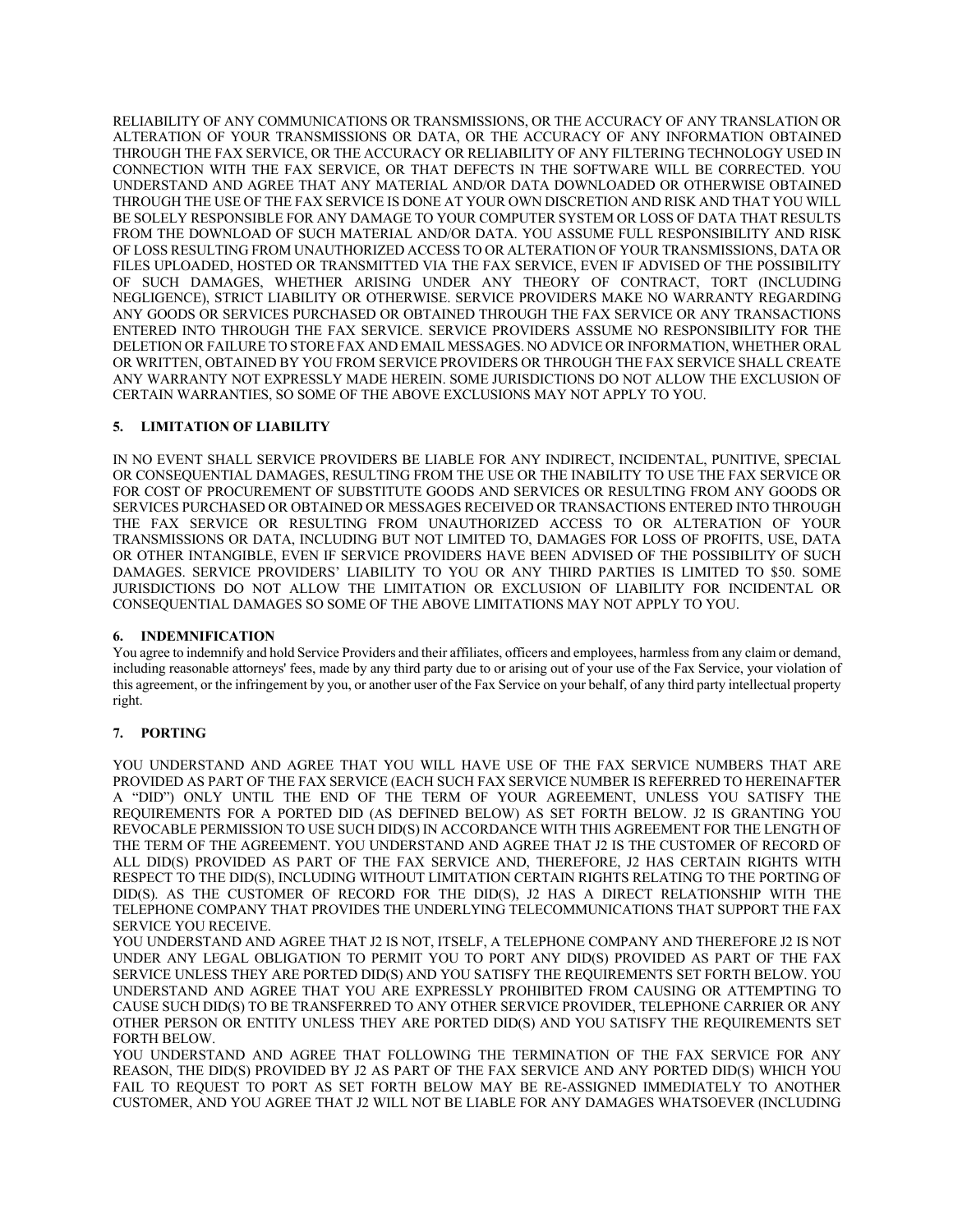RELIABILITY OF ANY COMMUNICATIONS OR TRANSMISSIONS, OR THE ACCURACY OF ANY TRANSLATION OR ALTERATION OF YOUR TRANSMISSIONS OR DATA, OR THE ACCURACY OF ANY INFORMATION OBTAINED THROUGH THE FAX SERVICE, OR THE ACCURACY OR RELIABILITY OF ANY FILTERING TECHNOLOGY USED IN CONNECTION WITH THE FAX SERVICE, OR THAT DEFECTS IN THE SOFTWARE WILL BE CORRECTED. YOU UNDERSTAND AND AGREE THAT ANY MATERIAL AND/OR DATA DOWNLOADED OR OTHERWISE OBTAINED THROUGH THE USE OF THE FAX SERVICE IS DONE AT YOUR OWN DISCRETION AND RISK AND THAT YOU WILL BE SOLELY RESPONSIBLE FOR ANY DAMAGE TO YOUR COMPUTER SYSTEM OR LOSS OF DATA THAT RESULTS FROM THE DOWNLOAD OF SUCH MATERIAL AND/OR DATA. YOU ASSUME FULL RESPONSIBILITY AND RISK OF LOSS RESULTING FROM UNAUTHORIZED ACCESS TO OR ALTERATION OF YOUR TRANSMISSIONS, DATA OR FILES UPLOADED, HOSTED OR TRANSMITTED VIA THE FAX SERVICE, EVEN IF ADVISED OF THE POSSIBILITY OF SUCH DAMAGES, WHETHER ARISING UNDER ANY THEORY OF CONTRACT, TORT (INCLUDING NEGLIGENCE), STRICT LIABILITY OR OTHERWISE. SERVICE PROVIDERS MAKE NO WARRANTY REGARDING ANY GOODS OR SERVICES PURCHASED OR OBTAINED THROUGH THE FAX SERVICE OR ANY TRANSACTIONS ENTERED INTO THROUGH THE FAX SERVICE. SERVICE PROVIDERS ASSUME NO RESPONSIBILITY FOR THE DELETION OR FAILURE TO STORE FAX AND EMAIL MESSAGES. NO ADVICE OR INFORMATION, WHETHER ORAL OR WRITTEN, OBTAINED BY YOU FROM SERVICE PROVIDERS OR THROUGH THE FAX SERVICE SHALL CREATE ANY WARRANTY NOT EXPRESSLY MADE HEREIN. SOME JURISDICTIONS DO NOT ALLOW THE EXCLUSION OF CERTAIN WARRANTIES, SO SOME OF THE ABOVE EXCLUSIONS MAY NOT APPLY TO YOU.

## 5. LIMITATION OF LIABILITY

IN NO EVENT SHALL SERVICE PROVIDERS BE LIABLE FOR ANY INDIRECT, INCIDENTAL, PUNITIVE, SPECIAL OR CONSEQUENTIAL DAMAGES, RESULTING FROM THE USE OR THE INABILITY TO USE THE FAX SERVICE OR FOR COST OF PROCUREMENT OF SUBSTITUTE GOODS AND SERVICES OR RESULTING FROM ANY GOODS OR SERVICES PURCHASED OR OBTAINED OR MESSAGES RECEIVED OR TRANSACTIONS ENTERED INTO THROUGH THE FAX SERVICE OR RESULTING FROM UNAUTHORIZED ACCESS TO OR ALTERATION OF YOUR TRANSMISSIONS OR DATA, INCLUDING BUT NOT LIMITED TO, DAMAGES FOR LOSS OF PROFITS, USE, DATA OR OTHER INTANGIBLE, EVEN IF SERVICE PROVIDERS HAVE BEEN ADVISED OF THE POSSIBILITY OF SUCH DAMAGES. SERVICE PROVIDERS' LIABILITY TO YOU OR ANY THIRD PARTIES IS LIMITED TO $50. SOME JURISDICTIONS DO NOT ALLOW THE LIMITATION OR EXCLUSION OF LIABILITY FOR INCIDENTAL OR CONSEQUENTIAL DAMAGES SO SOME OF THE ABOVE LIMITATIONS MAY NOT APPLY TO YOU.

## 6. INDEMNIFICATION

You agree to indemnify and hold Service Providers and their affiliates, officers and employees, harmless from any claim or demand, including reasonable attorneys' fees, made by any third party due to or arising out of your use of the Fax Service, your violation of this agreement, or the infringement by you, or another user of the Fax Service on your behalf, of any third party intellectual property right.

## 7. PORTING

YOU UNDERSTAND AND AGREE THAT YOU WILL HAVE USE OF THE FAX SERVICE NUMBERS THAT ARE PROVIDED AS PART OF THE FAX SERVICE (EACH SUCH FAX SERVICE NUMBER IS REFERRED TO HEREINAFTER A "DID") ONLY UNTIL THE END OF THE TERM OF YOUR AGREEMENT, UNLESS YOU SATISFY THE REQUIREMENTS FOR A PORTED DID (AS DEFINED BELOW) AS SET FORTH BELOW. J2 IS GRANTING YOU REVOCABLE PERMISSION TO USE SUCH DID(S) IN ACCORDANCE WITH THIS AGREEMENT FOR THE LENGTH OF THE TERM OF THE AGREEMENT. YOU UNDERSTAND AND AGREE THAT J2 IS THE CUSTOMER OF RECORD OF ALL DID(S) PROVIDED AS PART OF THE FAX SERVICE AND, THEREFORE, J2 HAS CERTAIN RIGHTS WITH RESPECT TO THE DID(S), INCLUDING WITHOUT LIMITATION CERTAIN RIGHTS RELATING TO THE PORTING OF DID(S). AS THE CUSTOMER OF RECORD FOR THE DID(S), J2 HAS A DIRECT RELATIONSHIP WITH THE TELEPHONE COMPANY THAT PROVIDES THE UNDERLYING TELECOMMUNICATIONS THAT SUPPORT THE FAX SERVICE YOU RECEIVE.

YOU UNDERSTAND AND AGREE THAT J2 IS NOT, ITSELF, A TELEPHONE COMPANY AND THEREFORE J2 IS NOT UNDER ANY LEGAL OBLIGATION TO PERMIT YOU TO PORT ANY DID(S) PROVIDED AS PART OF THE FAX SERVICE UNLESS THEY ARE PORTED DID(S) AND YOU SATISFY THE REQUIREMENTS SET FORTH BELOW. YOU UNDERSTAND AND AGREE THAT YOU ARE EXPRESSLY PROHIBITED FROM CAUSING OR ATTEMPTING TO CAUSE SUCH DID(S) TO BE TRANSFERRED TO ANY OTHER SERVICE PROVIDER, TELEPHONE CARRIER OR ANY OTHER PERSON OR ENTITY UNLESS THEY ARE PORTED DID(S) AND YOU SATISFY THE REQUIREMENTS SET FORTH BELOW.

YOU UNDERSTAND AND AGREE THAT FOLLOWING THE TERMINATION OF THE FAX SERVICE FOR ANY REASON, THE DID(S) PROVIDED BY J2 AS PART OF THE FAX SERVICE AND ANY PORTED DID(S) WHICH YOU FAIL TO REQUEST TO PORT AS SET FORTH BELOW MAY BE RE-ASSIGNED IMMEDIATELY TO ANOTHER CUSTOMER, AND YOU AGREE THAT J2 WILL NOT BE LIABLE FOR ANY DAMAGES WHATSOEVER (INCLUDING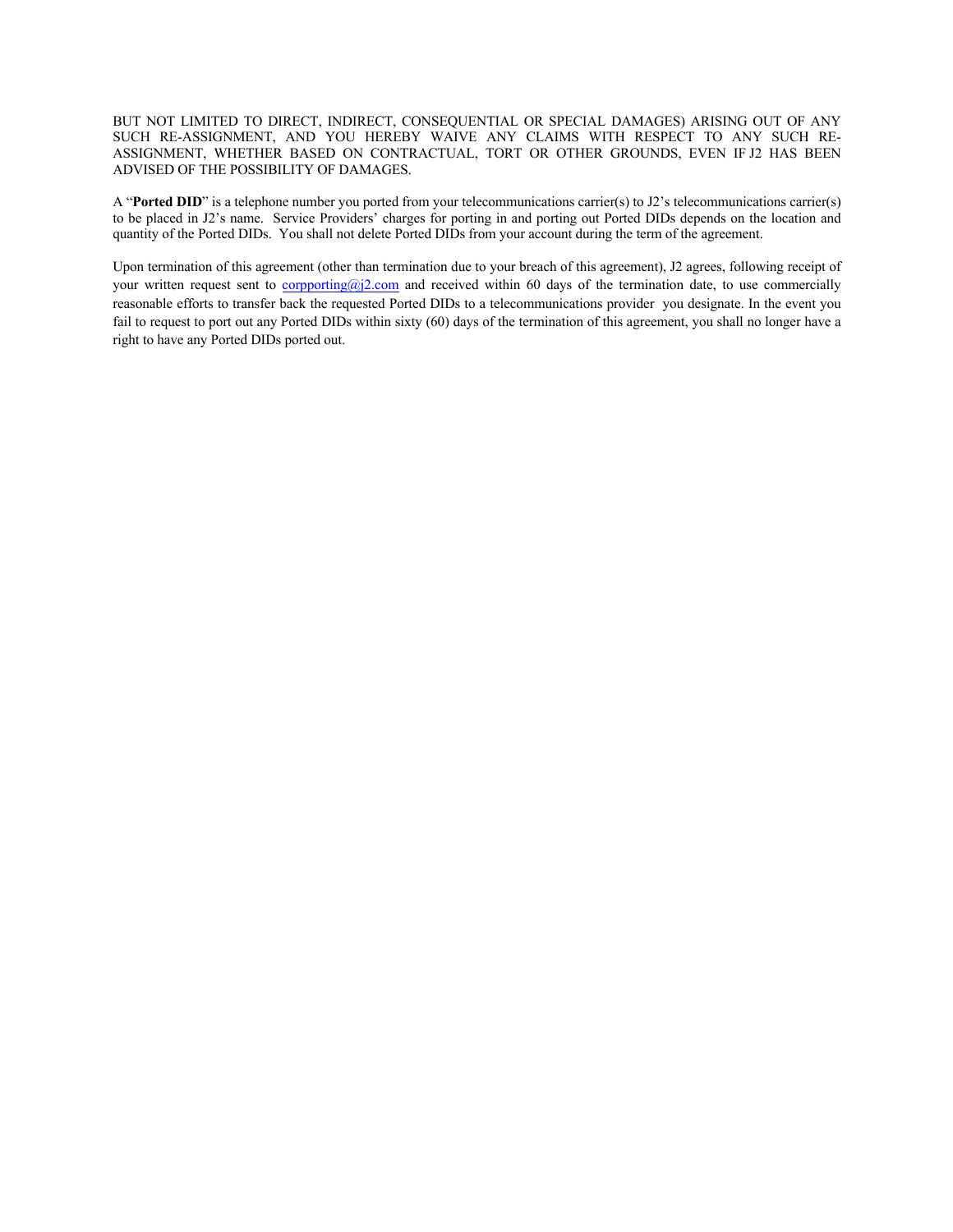BUT NOT LIMITED TO DIRECT, INDIRECT, CONSEQUENTIAL OR SPECIAL DAMAGES) ARISING OUT OF ANY SUCH RE-ASSIGNMENT, AND YOU HEREBY WAIVE ANY CLAIMS WITH RESPECT TO ANY SUCH RE-ASSIGNMENT, WHETHER BASED ON CONTRACTUAL, TORT OR OTHER GROUNDS, EVEN IF J2 HAS BEEN ADVISED OF THE POSSIBILITY OF DAMAGES.

A "**Ported DID**" is a telephone number you ported from your telecommunications carrier(s) to J2's telecommunications carrier(s) to be placed in J2's name. Service Providers' charges for porting in and porting out Ported DIDs depends on the location and quantity of the Ported DIDs. You shall not delete Ported DIDs from your account during the term of the agreement.

Upon termination of this agreement (other than termination due to your breach of this agreement), J2 agrees, following receipt of your written request sent to corpporting@j2.com and received within 60 days of the termination date, to use commercially reasonable efforts to transfer back the requested Ported DIDs to a telecommunications provider you designate. In the event you fail to request to port out any Ported DIDs within sixty (60) days of the termination of this agreement, you shall no longer have a right to have any Ported DIDs ported out.